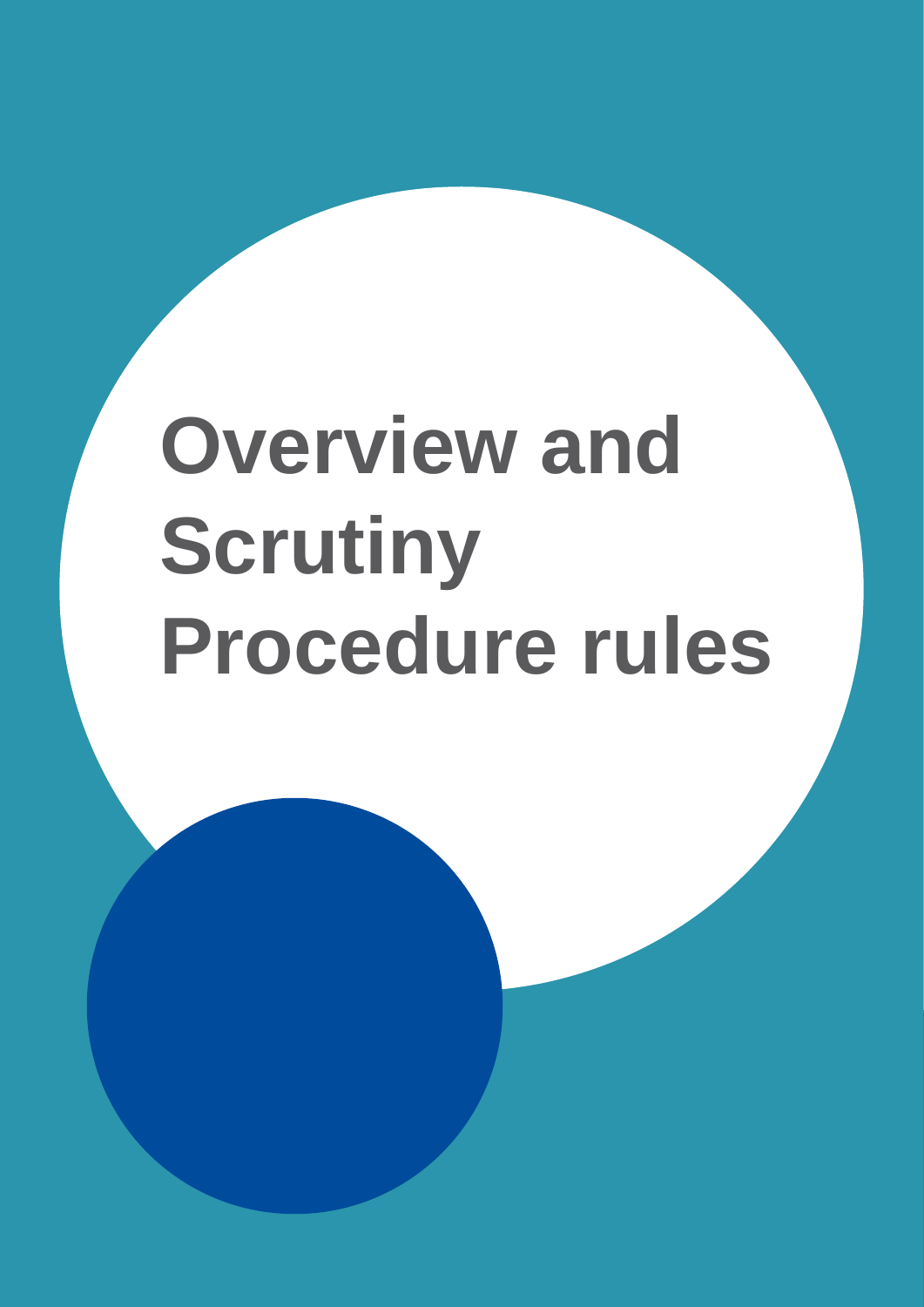# Overview and Scrutiny Procedure rules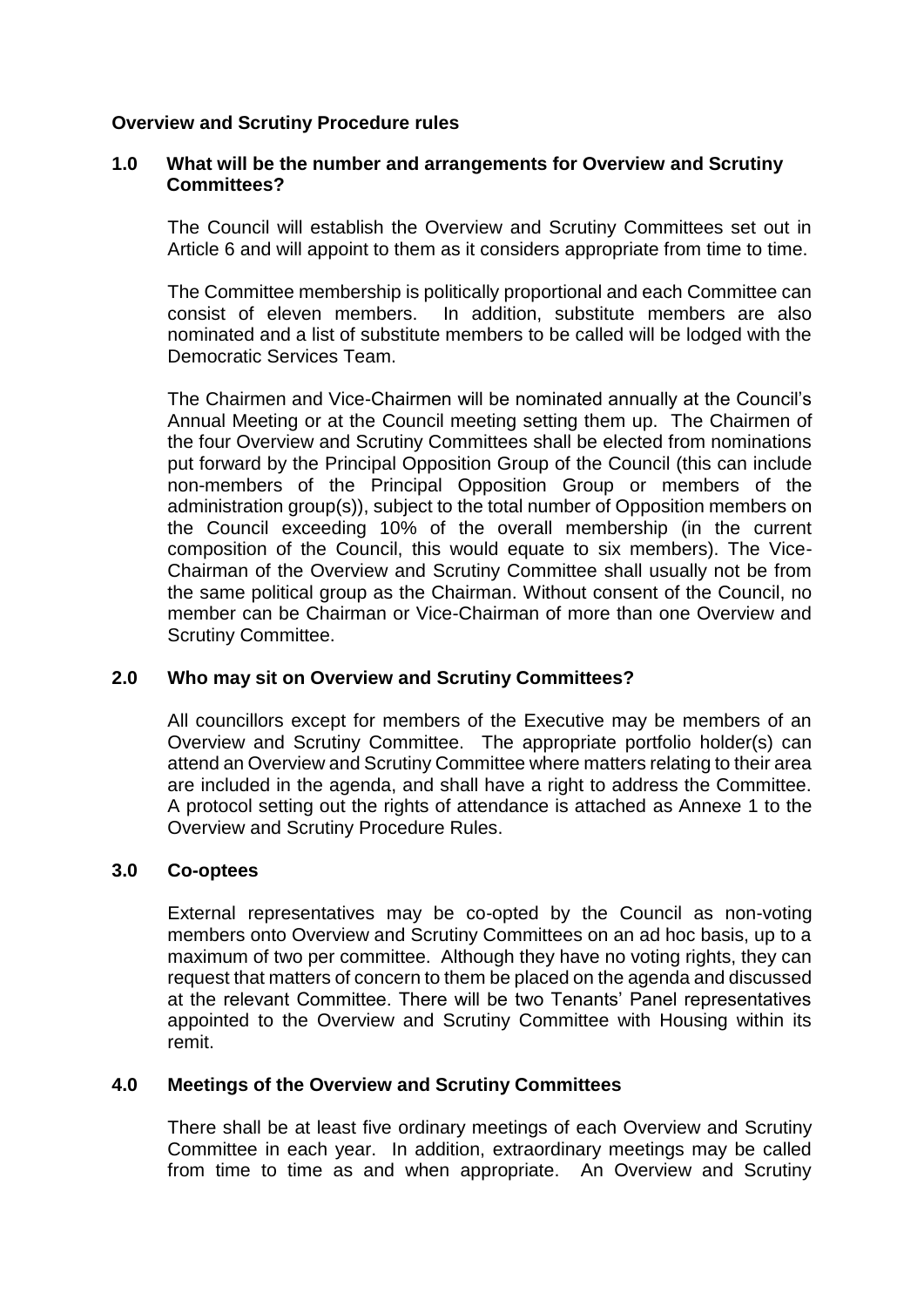**Overview and Scrutiny Procedure rules**

**1.0 What will be the number and arrangements for Overview and Scrutiny Committees?**

The Council will establish the Overview and Scrutiny Committees set out in Article 6 and will appoint to them as it considers appropriate from time to time.

The Committee membership is politically proportional and each Committee can consist of eleven members. In addition, substitute members are also nominated and a list of substitute members to be called will be lodged with the Democratic Services Team.

The Chairmen and Vice-Chairmen will be nominated annually at the Council's Annual Meeting or at the Council meeting setting them up. The Chairmen of the four Overview and Scrutiny Committees shall be elected from nominations put forward by the Principal Opposition Group of the Council (this can include non-members of the Principal Opposition Group or members of the administration group(s)), subject to the total number of Opposition members on the Council exceeding 10% of the overall membership (in the current composition of the Council, this would equate to six members). The Vice-Chairman of the Overview and Scrutiny Committee shall usually not be from the same political group as the Chairman. Without consent of the Council, no member can be Chairman or Vice-Chairman of more than one Overview and Scrutiny Committee.

**2.0 Who may sit on Overview and Scrutiny Committees?**

All councillors except for members of the Executive may be members of an Overview and Scrutiny Committee. The appropriate portfolio holder(s) can attend an Overview and Scrutiny Committee where matters relating to their area are included in the agenda, and shall have a right to address the Committee. A protocol setting out the rights of attendance is attached as Annexe 1 to the Overview and Scrutiny Procedure Rules.

**3.0 Co-optees**

External representatives may be co-opted by the Council as non-voting members onto Overview and Scrutiny Committees on an ad hoc basis, up to a maximum of two per committee. Although they have no voting rights, they can request that matters of concern to them be placed on the agenda and discussed at the relevant Committee. There will be two Tenants' Panel representatives appointed to the Overview and Scrutiny Committee with Housing within its remit.

**4.0 Meetings of the Overview and Scrutiny Committees**

There shall be at least five ordinary meetings of each Overview and Scrutiny Committee in each year. In addition, extraordinary meetings may be called from time to time as and when appropriate. An Overview and Scrutiny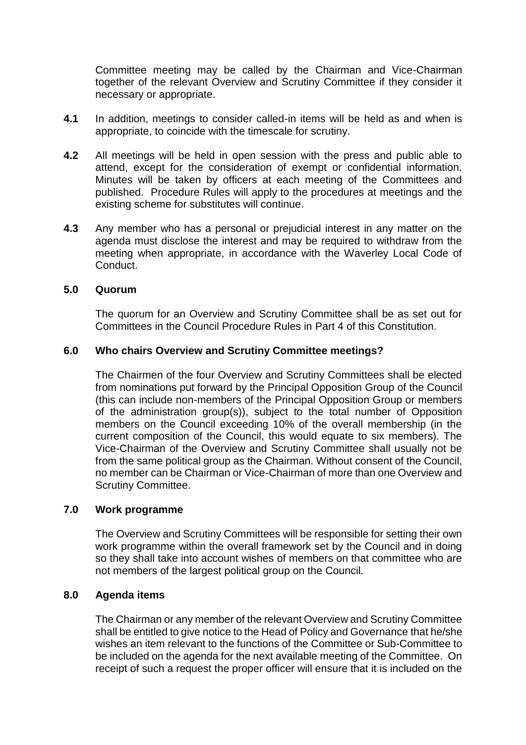Committee meeting may be called by the Chairman and Vice-Chairman together of the relevant Overview and Scrutiny Committee if they consider it necessary or appropriate.

**4.1** In addition, meetings to consider called-in items will be held as and when is appropriate, to coincide with the timescale for scrutiny.

**4.2** All meetings will be held in open session with the press and public able to attend, except for the consideration of exempt or confidential information. Minutes will be taken by officers at each meeting of the Committees and published. Procedure Rules will apply to the procedures at meetings and the existing scheme for substitutes will continue.

**4.3** Any member who has a personal or prejudicial interest in any matter on the agenda must disclose the interest and may be required to withdraw from the meeting when appropriate, in accordance with the Waverley Local Code of Conduct.

### 5.0 Quorum

The quorum for an Overview and Scrutiny Committee shall be as set out for Committees in the Council Procedure Rules in Part 4 of this Constitution.

### 6.0 Who chairs Overview and Scrutiny Committee meetings?

The Chairmen of the four Overview and Scrutiny Committees shall be elected from nominations put forward by the Principal Opposition Group of the Council (this can include non-members of the Principal Opposition Group or members of the administration group(s)), subject to the total number of Opposition members on the Council exceeding 10% of the overall membership (in the current composition of the Council, this would equate to six members). The Vice-Chairman of the Overview and Scrutiny Committee shall usually not be from the same political group as the Chairman. Without consent of the Council, no member can be Chairman or Vice-Chairman of more than one Overview and Scrutiny Committee.

### 7.0 Work programme

The Overview and Scrutiny Committees will be responsible for setting their own work programme within the overall framework set by the Council and in doing so they shall take into account wishes of members on that committee who are not members of the largest political group on the Council.

### 8.0 Agenda items

The Chairman or any member of the relevant Overview and Scrutiny Committee shall be entitled to give notice to the Head of Policy and Governance that he/she wishes an item relevant to the functions of the Committee or Sub-Committee to be included on the agenda for the next available meeting of the Committee. On receipt of such a request the proper officer will ensure that it is included on the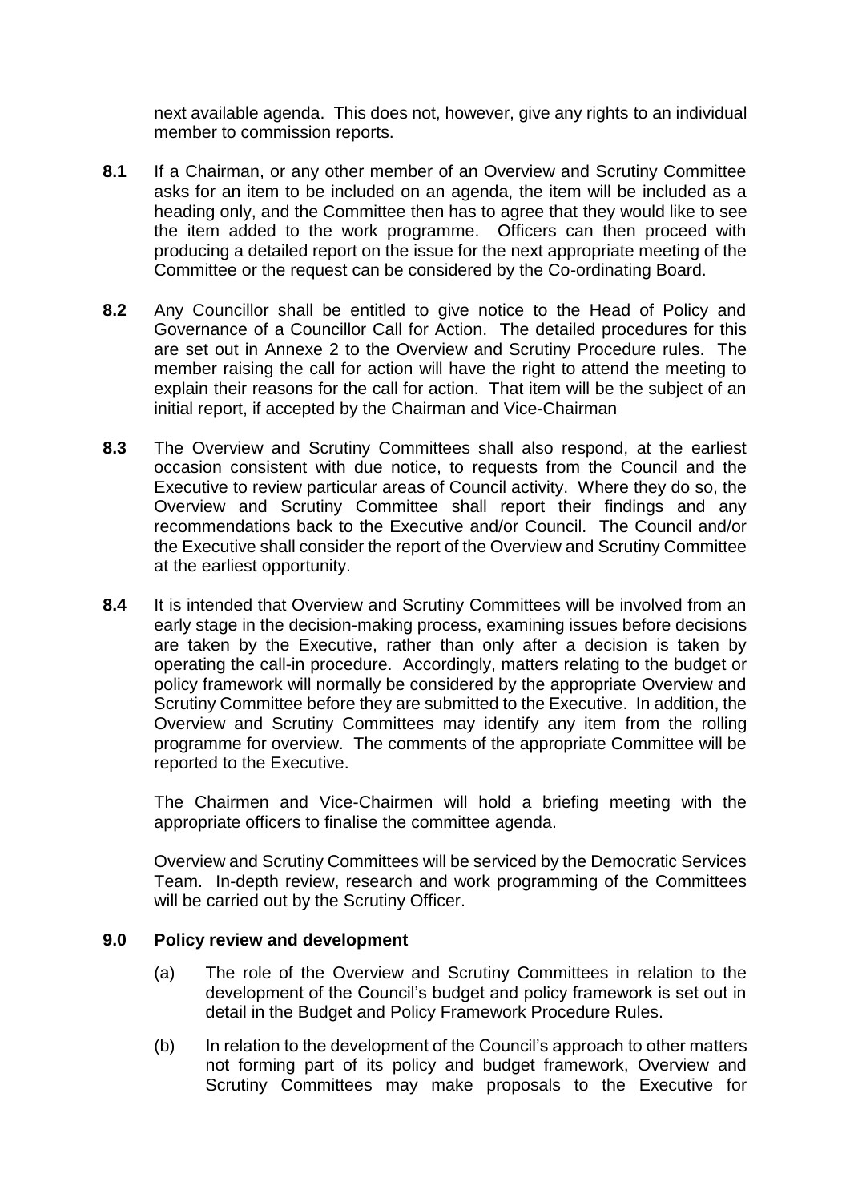next available agenda. This does not, however, give any rights to an individual member to commission reports.

**8.1** If a Chairman, or any other member of an Overview and Scrutiny Committee asks for an item to be included on an agenda, the item will be included as a heading only, and the Committee then has to agree that they would like to see the item added to the work programme. Officers can then proceed with producing a detailed report on the issue for the next appropriate meeting of the Committee or the request can be considered by the Co-ordinating Board.

**8.2** Any Councillor shall be entitled to give notice to the Head of Policy and Governance of a Councillor Call for Action. The detailed procedures for this are set out in Annexe 2 to the Overview and Scrutiny Procedure rules. The member raising the call for action will have the right to attend the meeting to explain their reasons for the call for action. That item will be the subject of an initial report, if accepted by the Chairman and Vice-Chairman

**8.3** The Overview and Scrutiny Committees shall also respond, at the earliest occasion consistent with due notice, to requests from the Council and the Executive to review particular areas of Council activity. Where they do so, the Overview and Scrutiny Committee shall report their findings and any recommendations back to the Executive and/or Council. The Council and/or the Executive shall consider the report of the Overview and Scrutiny Committee at the earliest opportunity.

**8.4** It is intended that Overview and Scrutiny Committees will be involved from an early stage in the decision-making process, examining issues before decisions are taken by the Executive, rather than only after a decision is taken by operating the call-in procedure. Accordingly, matters relating to the budget or policy framework will normally be considered by the appropriate Overview and Scrutiny Committee before they are submitted to the Executive. In addition, the Overview and Scrutiny Committees may identify any item from the rolling programme for overview. The comments of the appropriate Committee will be reported to the Executive.

The Chairmen and Vice-Chairmen will hold a briefing meeting with the appropriate officers to finalise the committee agenda.

Overview and Scrutiny Committees will be serviced by the Democratic Services Team. In-depth review, research and work programming of the Committees will be carried out by the Scrutiny Officer.

**9.0 Policy review and development**

(a) The role of the Overview and Scrutiny Committees in relation to the development of the Council's budget and policy framework is set out in detail in the Budget and Policy Framework Procedure Rules.

(b) In relation to the development of the Council's approach to other matters not forming part of its policy and budget framework, Overview and Scrutiny Committees may make proposals to the Executive for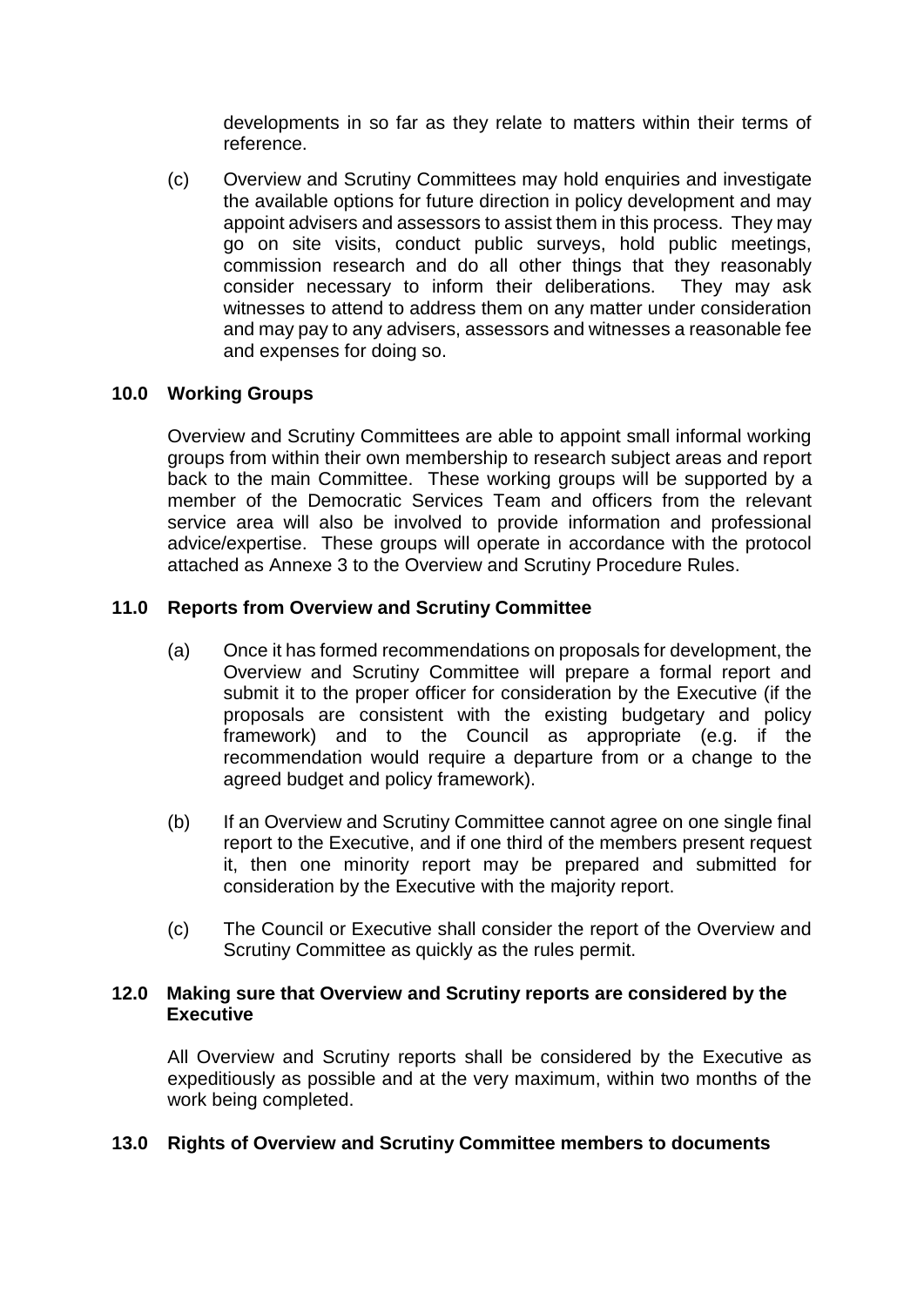developments in so far as they relate to matters within their terms of reference.

(c) Overview and Scrutiny Committees may hold enquiries and investigate the available options for future direction in policy development and may appoint advisers and assessors to assist them in this process. They may go on site visits, conduct public surveys, hold public meetings, commission research and do all other things that they reasonably consider necessary to inform their deliberations. They may ask witnesses to attend to address them on any matter under consideration and may pay to any advisers, assessors and witnesses a reasonable fee and expenses for doing so.

## 10.0 Working Groups

Overview and Scrutiny Committees are able to appoint small informal working groups from within their own membership to research subject areas and report back to the main Committee. These working groups will be supported by a member of the Democratic Services Team and officers from the relevant service area will also be involved to provide information and professional advice/expertise. These groups will operate in accordance with the protocol attached as Annexe 3 to the Overview and Scrutiny Procedure Rules.

## 11.0 Reports from Overview and Scrutiny Committee

(a) Once it has formed recommendations on proposals for development, the Overview and Scrutiny Committee will prepare a formal report and submit it to the proper officer for consideration by the Executive (if the proposals are consistent with the existing budgetary and policy framework) and to the Council as appropriate (e.g. if the recommendation would require a departure from or a change to the agreed budget and policy framework).

(b) If an Overview and Scrutiny Committee cannot agree on one single final report to the Executive, and if one third of the members present request it, then one minority report may be prepared and submitted for consideration by the Executive with the majority report.

(c) The Council or Executive shall consider the report of the Overview and Scrutiny Committee as quickly as the rules permit.

## 12.0 Making sure that Overview and Scrutiny reports are considered by the Executive

All Overview and Scrutiny reports shall be considered by the Executive as expeditiously as possible and at the very maximum, within two months of the work being completed.

## 13.0 Rights of Overview and Scrutiny Committee members to documents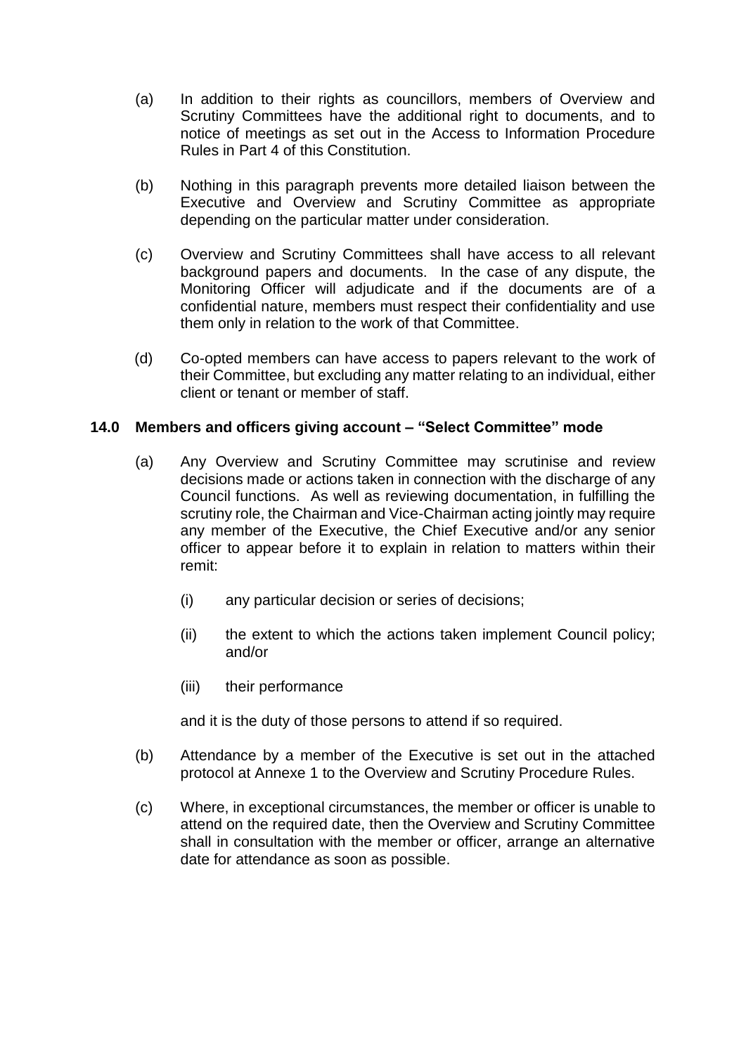(a) In addition to their rights as councillors, members of Overview and Scrutiny Committees have the additional right to documents, and to notice of meetings as set out in the Access to Information Procedure Rules in Part 4 of this Constitution.

(b) Nothing in this paragraph prevents more detailed liaison between the Executive and Overview and Scrutiny Committee as appropriate depending on the particular matter under consideration.

(c) Overview and Scrutiny Committees shall have access to all relevant background papers and documents. In the case of any dispute, the Monitoring Officer will adjudicate and if the documents are of a confidential nature, members must respect their confidentiality and use them only in relation to the work of that Committee.

(d) Co-opted members can have access to papers relevant to the work of their Committee, but excluding any matter relating to an individual, either client or tenant or member of staff.

## 14.0 Members and officers giving account – "Select Committee" mode

(a) Any Overview and Scrutiny Committee may scrutinise and review decisions made or actions taken in connection with the discharge of any Council functions. As well as reviewing documentation, in fulfilling the scrutiny role, the Chairman and Vice-Chairman acting jointly may require any member of the Executive, the Chief Executive and/or any senior officer to appear before it to explain in relation to matters within their remit:

  (i) any particular decision or series of decisions;

  (ii) the extent to which the actions taken implement Council policy; and/or

  (iii) their performance

  and it is the duty of those persons to attend if so required.

(b) Attendance by a member of the Executive is set out in the attached protocol at Annexe 1 to the Overview and Scrutiny Procedure Rules.

(c) Where, in exceptional circumstances, the member or officer is unable to attend on the required date, then the Overview and Scrutiny Committee shall in consultation with the member or officer, arrange an alternative date for attendance as soon as possible.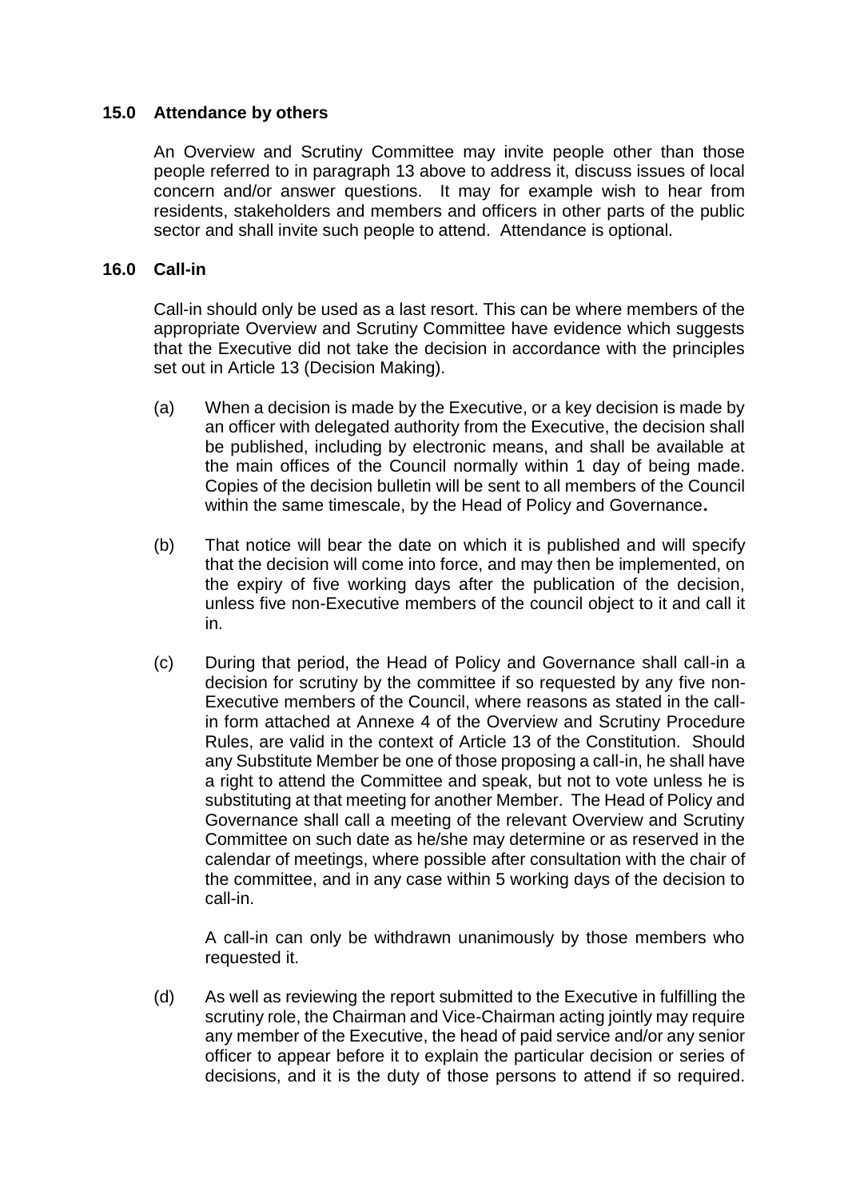## 15.0 Attendance by others

An Overview and Scrutiny Committee may invite people other than those people referred to in paragraph 13 above to address it, discuss issues of local concern and/or answer questions. It may for example wish to hear from residents, stakeholders and members and officers in other parts of the public sector and shall invite such people to attend. Attendance is optional.

## 16.0 Call-in

Call-in should only be used as a last resort. This can be where members of the appropriate Overview and Scrutiny Committee have evidence which suggests that the Executive did not take the decision in accordance with the principles set out in Article 13 (Decision Making).

(a) When a decision is made by the Executive, or a key decision is made by an officer with delegated authority from the Executive, the decision shall be published, including by electronic means, and shall be available at the main offices of the Council normally within 1 day of being made. Copies of the decision bulletin will be sent to all members of the Council within the same timescale, by the Head of Policy and Governance**.**

(b) That notice will bear the date on which it is published and will specify that the decision will come into force, and may then be implemented, on the expiry of five working days after the publication of the decision, unless five non-Executive members of the council object to it and call it in.

(c) During that period, the Head of Policy and Governance shall call-in a decision for scrutiny by the committee if so requested by any five non-Executive members of the Council, where reasons as stated in the call-in form attached at Annexe 4 of the Overview and Scrutiny Procedure Rules, are valid in the context of Article 13 of the Constitution. Should any Substitute Member be one of those proposing a call-in, he shall have a right to attend the Committee and speak, but not to vote unless he is substituting at that meeting for another Member. The Head of Policy and Governance shall call a meeting of the relevant Overview and Scrutiny Committee on such date as he/she may determine or as reserved in the calendar of meetings, where possible after consultation with the chair of the committee, and in any case within 5 working days of the decision to call-in.

A call-in can only be withdrawn unanimously by those members who requested it.

(d) As well as reviewing the report submitted to the Executive in fulfilling the scrutiny role, the Chairman and Vice-Chairman acting jointly may require any member of the Executive, the head of paid service and/or any senior officer to appear before it to explain the particular decision or series of decisions, and it is the duty of those persons to attend if so required.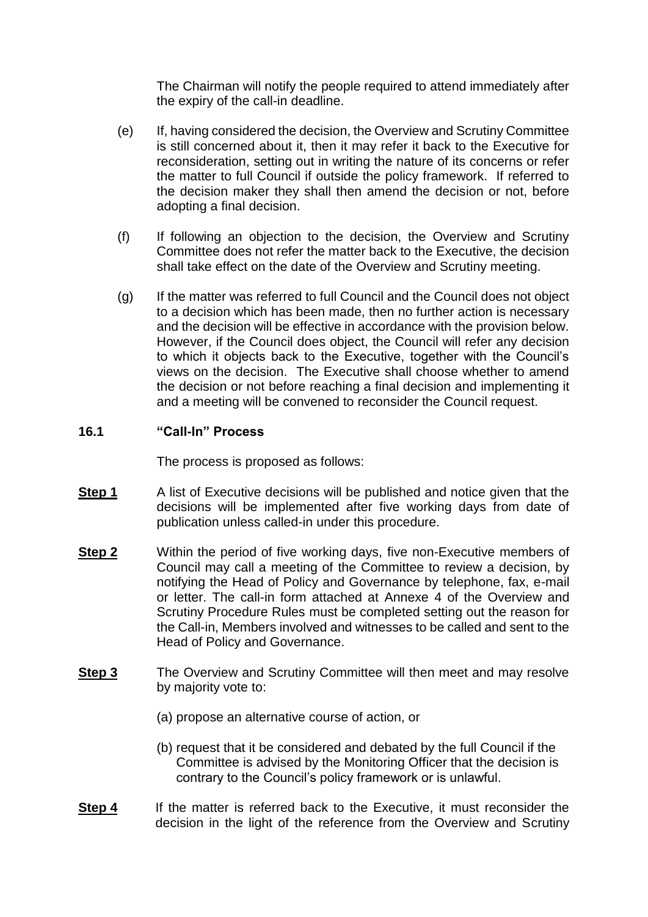The Chairman will notify the people required to attend immediately after the expiry of the call-in deadline.

(e) If, having considered the decision, the Overview and Scrutiny Committee is still concerned about it, then it may refer it back to the Executive for reconsideration, setting out in writing the nature of its concerns or refer the matter to full Council if outside the policy framework. If referred to the decision maker they shall then amend the decision or not, before adopting a final decision.

(f) If following an objection to the decision, the Overview and Scrutiny Committee does not refer the matter back to the Executive, the decision shall take effect on the date of the Overview and Scrutiny meeting.

(g) If the matter was referred to full Council and the Council does not object to a decision which has been made, then no further action is necessary and the decision will be effective in accordance with the provision below. However, if the Council does object, the Council will refer any decision to which it objects back to the Executive, together with the Council's views on the decision. The Executive shall choose whether to amend the decision or not before reaching a final decision and implementing it and a meeting will be convened to reconsider the Council request.

### 16.1 "Call-In" Process

The process is proposed as follows:

**Step 1** A list of Executive decisions will be published and notice given that the decisions will be implemented after five working days from date of publication unless called-in under this procedure.

**Step 2** Within the period of five working days, five non-Executive members of Council may call a meeting of the Committee to review a decision, by notifying the Head of Policy and Governance by telephone, fax, e-mail or letter. The call-in form attached at Annexe 4 of the Overview and Scrutiny Procedure Rules must be completed setting out the reason for the Call-in, Members involved and witnesses to be called and sent to the Head of Policy and Governance.

**Step 3** The Overview and Scrutiny Committee will then meet and may resolve by majority vote to:

(a) propose an alternative course of action, or

(b) request that it be considered and debated by the full Council if the Committee is advised by the Monitoring Officer that the decision is contrary to the Council's policy framework or is unlawful.

**Step 4** If the matter is referred back to the Executive, it must reconsider the decision in the light of the reference from the Overview and Scrutiny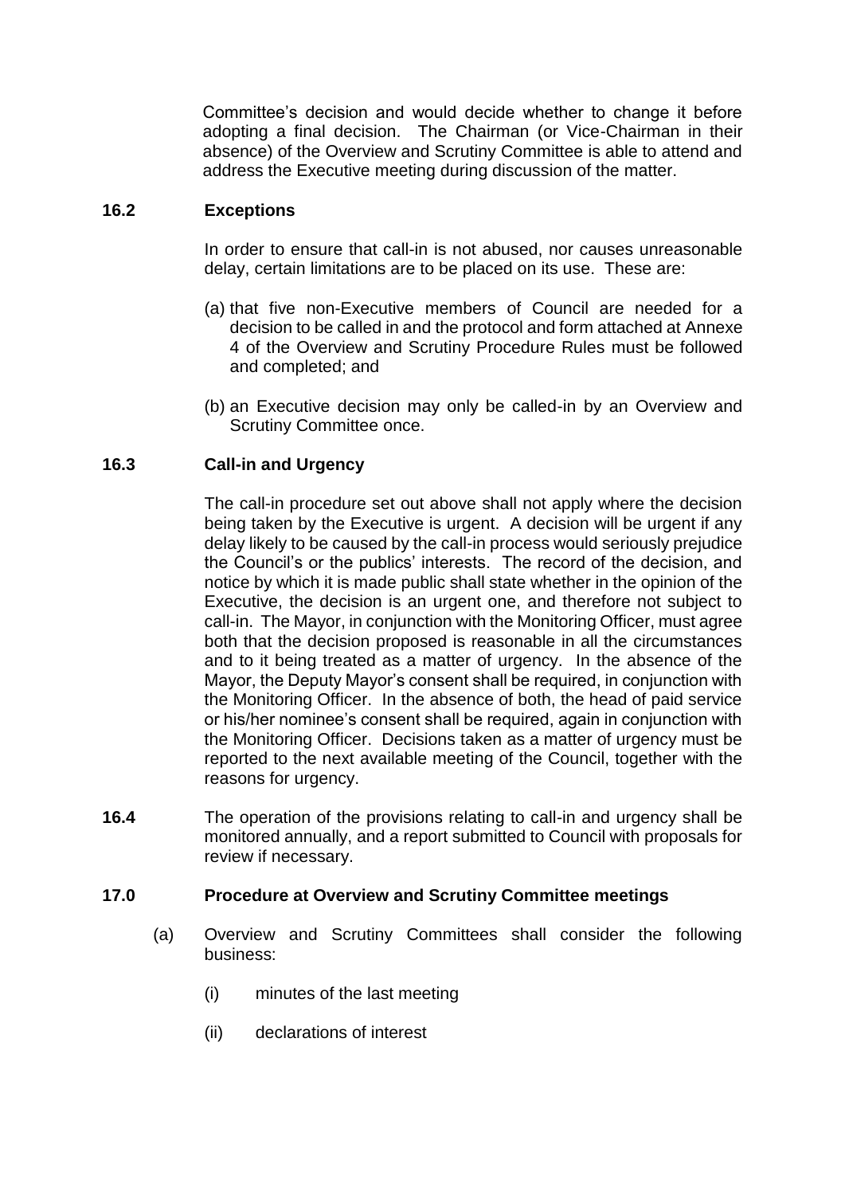Committee's decision and would decide whether to change it before adopting a final decision. The Chairman (or Vice-Chairman in their absence) of the Overview and Scrutiny Committee is able to attend and address the Executive meeting during discussion of the matter.

### 16.2 Exceptions

In order to ensure that call-in is not abused, nor causes unreasonable delay, certain limitations are to be placed on its use. These are:

(a) that five non-Executive members of Council are needed for a decision to be called in and the protocol and form attached at Annexe 4 of the Overview and Scrutiny Procedure Rules must be followed and completed; and

(b) an Executive decision may only be called-in by an Overview and Scrutiny Committee once.

### 16.3 Call-in and Urgency

The call-in procedure set out above shall not apply where the decision being taken by the Executive is urgent. A decision will be urgent if any delay likely to be caused by the call-in process would seriously prejudice the Council's or the publics' interests. The record of the decision, and notice by which it is made public shall state whether in the opinion of the Executive, the decision is an urgent one, and therefore not subject to call-in. The Mayor, in conjunction with the Monitoring Officer, must agree both that the decision proposed is reasonable in all the circumstances and to it being treated as a matter of urgency. In the absence of the Mayor, the Deputy Mayor's consent shall be required, in conjunction with the Monitoring Officer. In the absence of both, the head of paid service or his/her nominee's consent shall be required, again in conjunction with the Monitoring Officer. Decisions taken as a matter of urgency must be reported to the next available meeting of the Council, together with the reasons for urgency.

**16.4** The operation of the provisions relating to call-in and urgency shall be monitored annually, and a report submitted to Council with proposals for review if necessary.

### 17.0 Procedure at Overview and Scrutiny Committee meetings

(a) Overview and Scrutiny Committees shall consider the following business:

(i) minutes of the last meeting

(ii) declarations of interest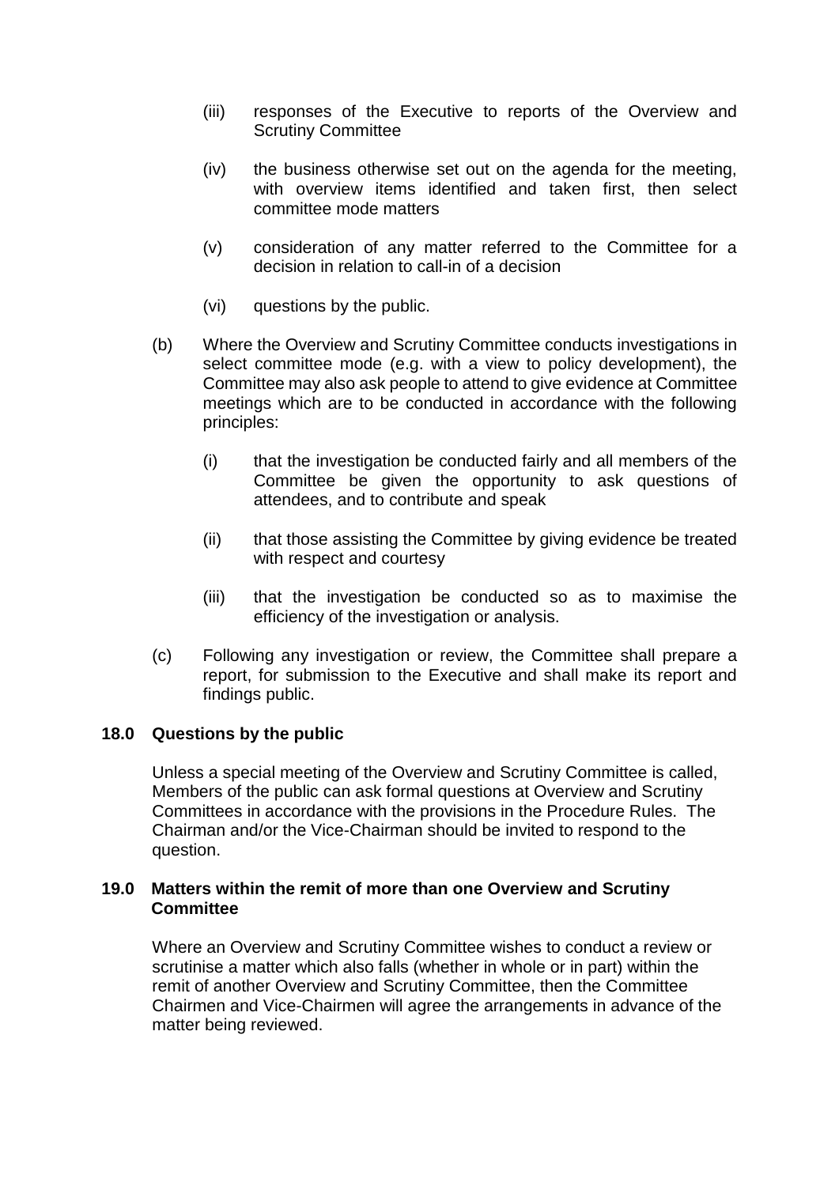(iii) responses of the Executive to reports of the Overview and Scrutiny Committee

(iv) the business otherwise set out on the agenda for the meeting, with overview items identified and taken first, then select committee mode matters

(v) consideration of any matter referred to the Committee for a decision in relation to call-in of a decision

(vi) questions by the public.

(b) Where the Overview and Scrutiny Committee conducts investigations in select committee mode (e.g. with a view to policy development), the Committee may also ask people to attend to give evidence at Committee meetings which are to be conducted in accordance with the following principles:

(i) that the investigation be conducted fairly and all members of the Committee be given the opportunity to ask questions of attendees, and to contribute and speak

(ii) that those assisting the Committee by giving evidence be treated with respect and courtesy

(iii) that the investigation be conducted so as to maximise the efficiency of the investigation or analysis.

(c) Following any investigation or review, the Committee shall prepare a report, for submission to the Executive and shall make its report and findings public.

**18.0 Questions by the public**

Unless a special meeting of the Overview and Scrutiny Committee is called, Members of the public can ask formal questions at Overview and Scrutiny Committees in accordance with the provisions in the Procedure Rules. The Chairman and/or the Vice-Chairman should be invited to respond to the question.

**19.0 Matters within the remit of more than one Overview and Scrutiny Committee**

Where an Overview and Scrutiny Committee wishes to conduct a review or scrutinise a matter which also falls (whether in whole or in part) within the remit of another Overview and Scrutiny Committee, then the Committee Chairmen and Vice-Chairmen will agree the arrangements in advance of the matter being reviewed.